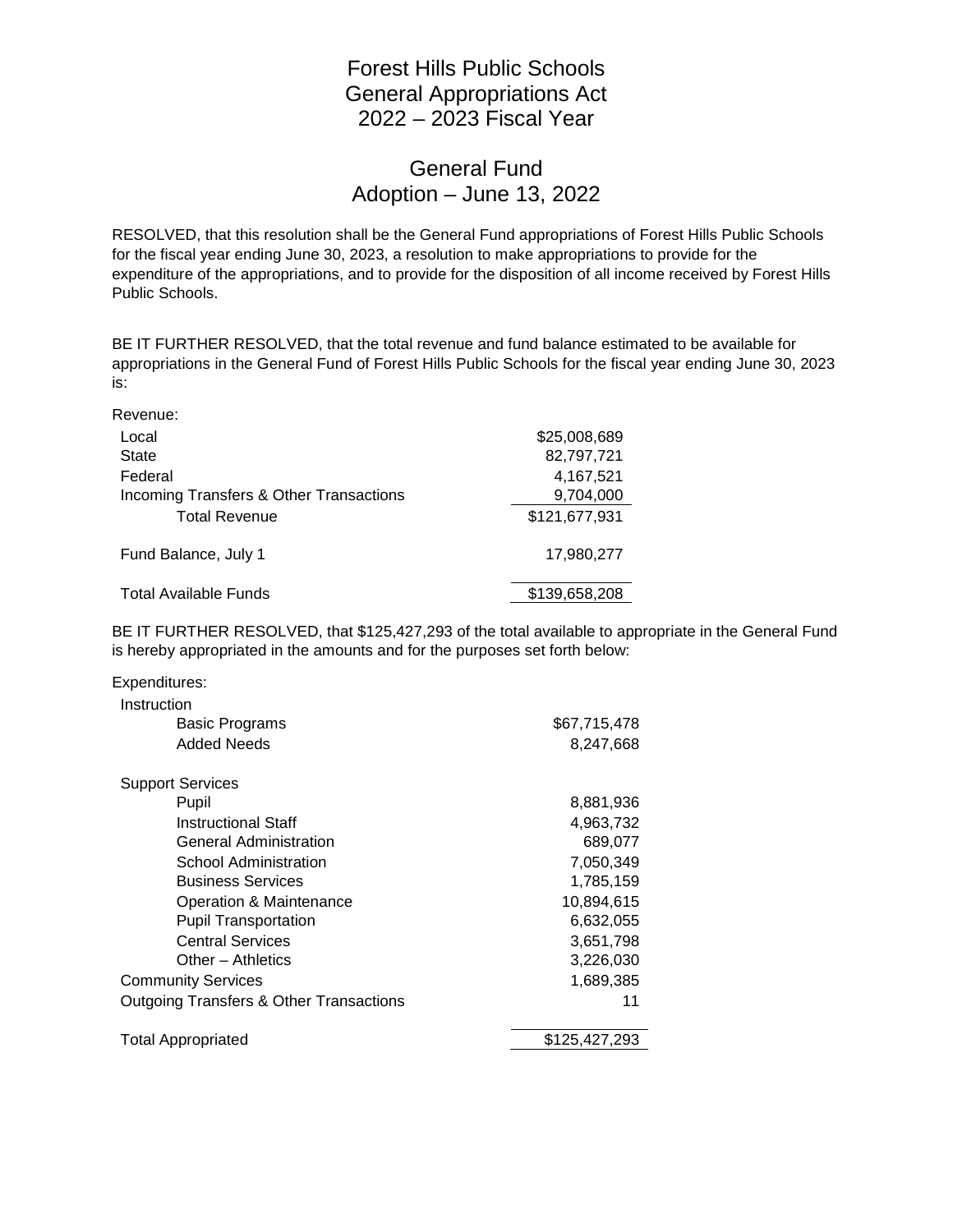# Forest Hills Public Schools
# General Appropriations Act
# 2022 – 2023 Fiscal Year

## General Fund
## Adoption – June 13, 2022

RESOLVED, that this resolution shall be the General Fund appropriations of Forest Hills Public Schools for the fiscal year ending June 30, 2023, a resolution to make appropriations to provide for the expenditure of the appropriations, and to provide for the disposition of all income received by Forest Hills Public Schools.

BE IT FURTHER RESOLVED, that the total revenue and fund balance estimated to be available for appropriations in the General Fund of Forest Hills Public Schools for the fiscal year ending June 30, 2023 is:

| Revenue: | |
|---|---:|
| Local | $25,008,689 |
| State | 82,797,721 |
| Federal | 4,167,521 |
| Incoming Transfers & Other Transactions | 9,704,000 |
| Total Revenue | $121,677,931 |
| | |
| Fund Balance, July 1 | 17,980,277 |
| | |
| Total Available Funds | $139,658,208 |

BE IT FURTHER RESOLVED, that $125,427,293 of the total available to appropriate in the General Fund is hereby appropriated in the amounts and for the purposes set forth below:

| Expenditures: | |
|---|---:|
| Instruction | |
| Basic Programs | $67,715,478 |
| Added Needs | 8,247,668 |
| | |
| Support Services | |
| Pupil | 8,881,936 |
| Instructional Staff | 4,963,732 |
| General Administration | 689,077 |
| School Administration | 7,050,349 |
| Business Services | 1,785,159 |
| Operation & Maintenance | 10,894,615 |
| Pupil Transportation | 6,632,055 |
| Central Services | 3,651,798 |
| Other – Athletics | 3,226,030 |
| Community Services | 1,689,385 |
| Outgoing Transfers & Other Transactions | 11 |
| | |
| Total Appropriated | $125,427,293 |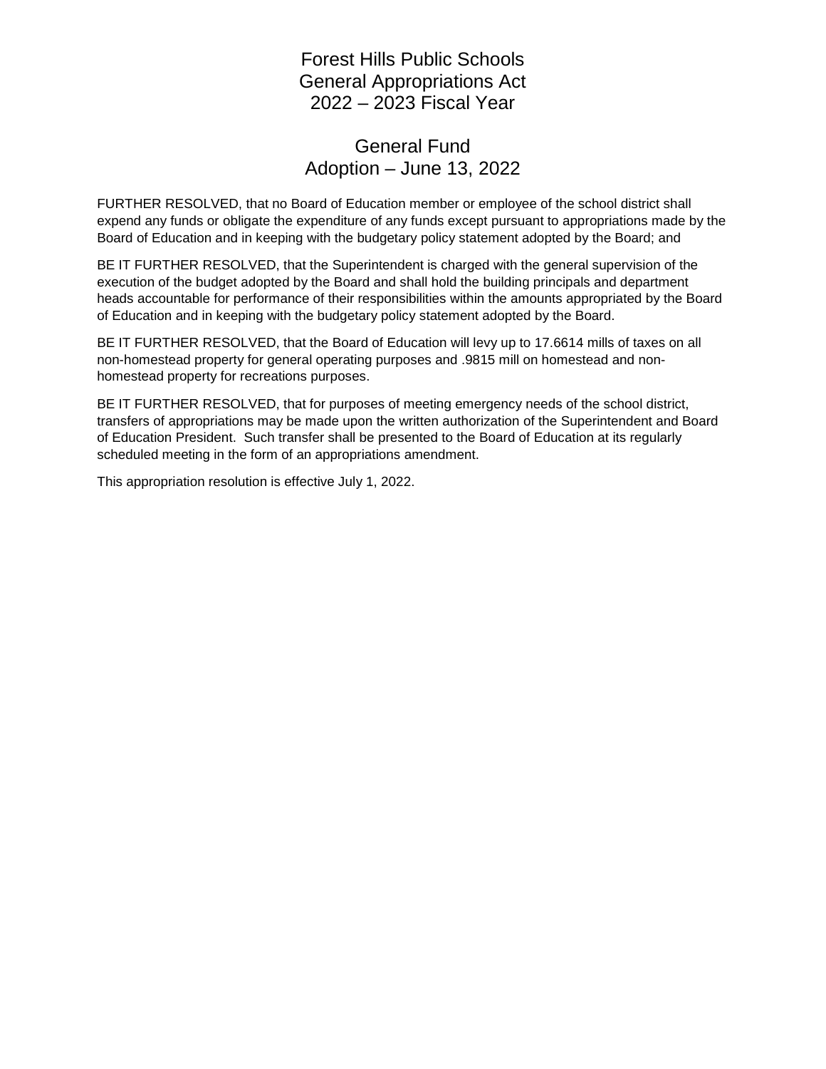# Forest Hills Public Schools
# General Appropriations Act
# 2022 – 2023 Fiscal Year

## General Fund
## Adoption – June 13, 2022

FURTHER RESOLVED, that no Board of Education member or employee of the school district shall expend any funds or obligate the expenditure of any funds except pursuant to appropriations made by the Board of Education and in keeping with the budgetary policy statement adopted by the Board; and

BE IT FURTHER RESOLVED, that the Superintendent is charged with the general supervision of the execution of the budget adopted by the Board and shall hold the building principals and department heads accountable for performance of their responsibilities within the amounts appropriated by the Board of Education and in keeping with the budgetary policy statement adopted by the Board.

BE IT FURTHER RESOLVED, that the Board of Education will levy up to 17.6614 mills of taxes on all non-homestead property for general operating purposes and .9815 mill on homestead and non-homestead property for recreations purposes.

BE IT FURTHER RESOLVED, that for purposes of meeting emergency needs of the school district, transfers of appropriations may be made upon the written authorization of the Superintendent and Board of Education President. Such transfer shall be presented to the Board of Education at its regularly scheduled meeting in the form of an appropriations amendment.

This appropriation resolution is effective July 1, 2022.